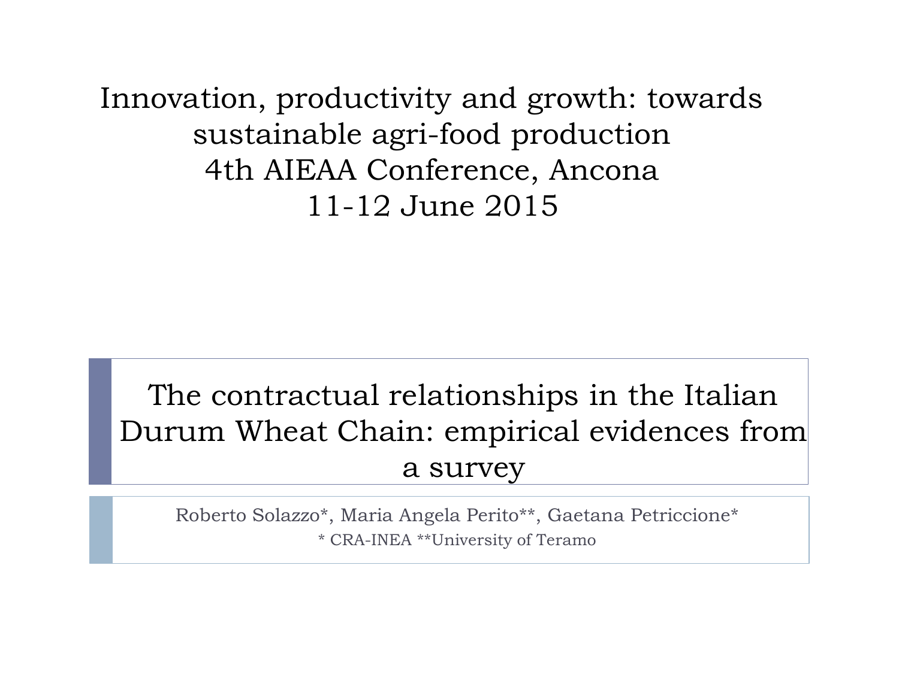Innovation, productivity and growth: towards sustainable agri-food production
4th AIEAA Conference, Ancona
11-12 June 2015

# The contractual relationships in the Italian Durum Wheat Chain: empirical evidences from a survey

Roberto Solazzo*, Maria Angela Perito**, Gaetana Petriccione*

* CRA-INEA **University of Teramo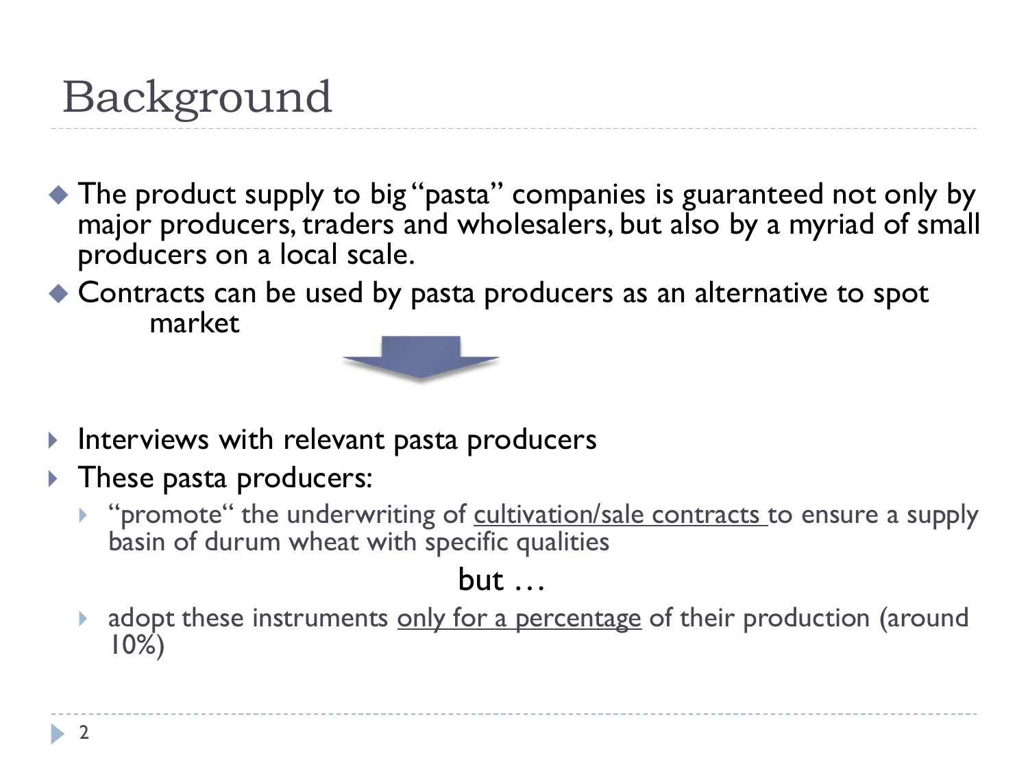# Background

- The product supply to big "pasta" companies is guaranteed not only by major producers, traders and wholesalers, but also by a myriad of small producers on a local scale.
- Contracts can be used by pasta producers as an alternative to spot market

- Interviews with relevant pasta producers
- These pasta producers:
  - "promote" the underwriting of <u>cultivation/sale contracts</u> to ensure a supply basin of durum wheat with specific qualities

but …

  - adopt these instruments <u>only for a percentage</u> of their production (around 10%)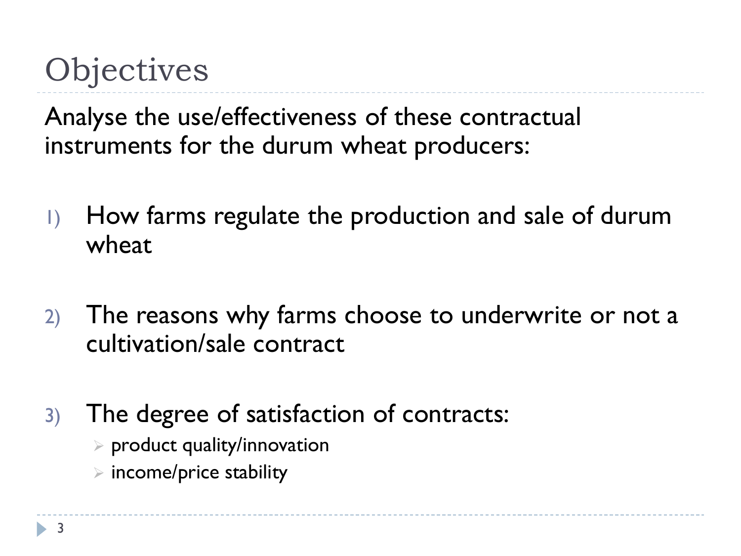# Objectives

Analyse the use/effectiveness of these contractual instruments for the durum wheat producers:

1) How farms regulate the production and sale of durum wheat

2) The reasons why farms choose to underwrite or not a cultivation/sale contract

3) The degree of satisfaction of contracts:
   - product quality/innovation
   - income/price stability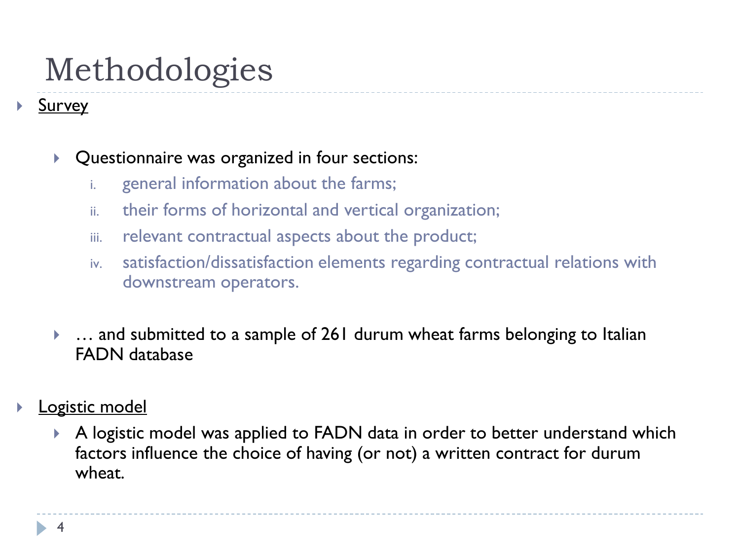# Methodologies

- Survey

  - Questionnaire was organized in four sections:
    1. general information about the farms;
    2. their forms of horizontal and vertical organization;
    3. relevant contractual aspects about the product;
    4. satisfaction/dissatisfaction elements regarding contractual relations with downstream operators.

  - … and submitted to a sample of 261 durum wheat farms belonging to Italian FADN database

- Logistic model
  - A logistic model was applied to FADN data in order to better understand which factors influence the choice of having (or not) a written contract for durum wheat.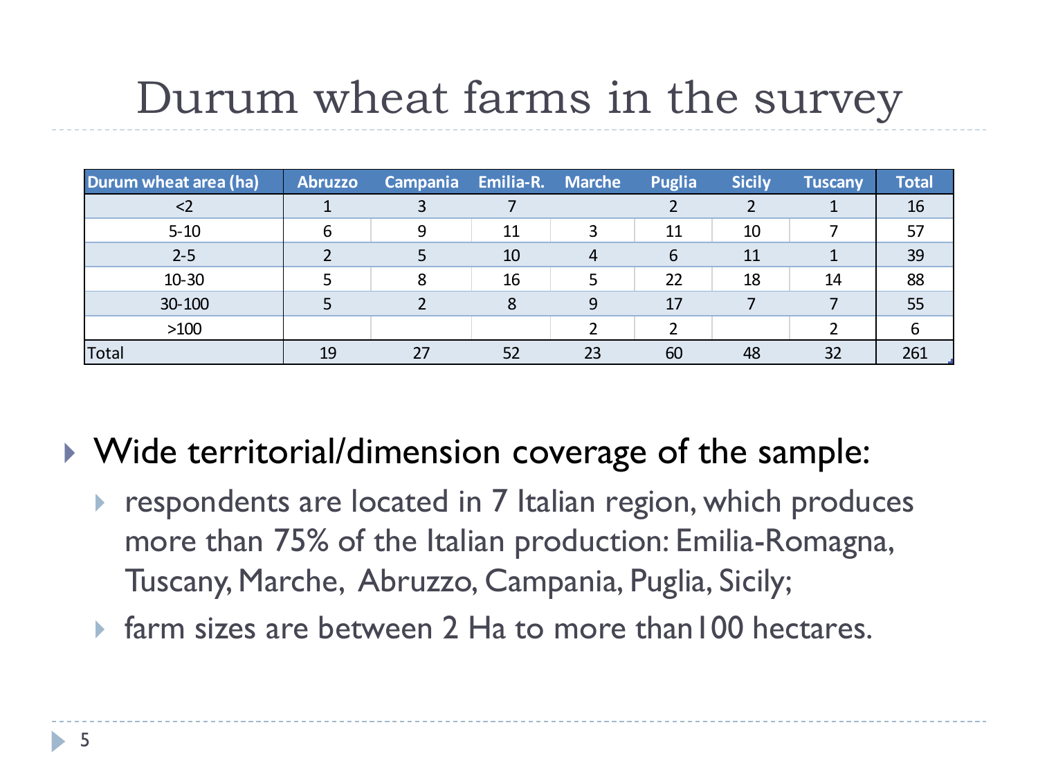# Durum wheat farms in the survey

| Durum wheat area (ha) | Abruzzo | Campania | Emilia-R. | Marche | Puglia | Sicily | Tuscany | Total |
|---|---|---|---|---|---|---|---|---|
| <2 | 1 | 3 | 7 | | 2 | 2 | 1 | 16 |
| 5-10 | 6 | 9 | 11 | 3 | 11 | 10 | 7 | 57 |
| 2-5 | 2 | 5 | 10 | 4 | 6 | 11 | 1 | 39 |
| 10-30 | 5 | 8 | 16 | 5 | 22 | 18 | 14 | 88 |
| 30-100 | 5 | 2 | 8 | 9 | 17 | 7 | 7 | 55 |
| >100 | | | | 2 | 2 | | 2 | 6 |
| Total | 19 | 27 | 52 | 23 | 60 | 48 | 32 | 261 |

- Wide territorial/dimension coverage of the sample:
  - respondents are located in 7 Italian region, which produces more than 75% of the Italian production: Emilia-Romagna, Tuscany, Marche, Abruzzo, Campania, Puglia, Sicily;
  - farm sizes are between 2 Ha to more than100 hectares.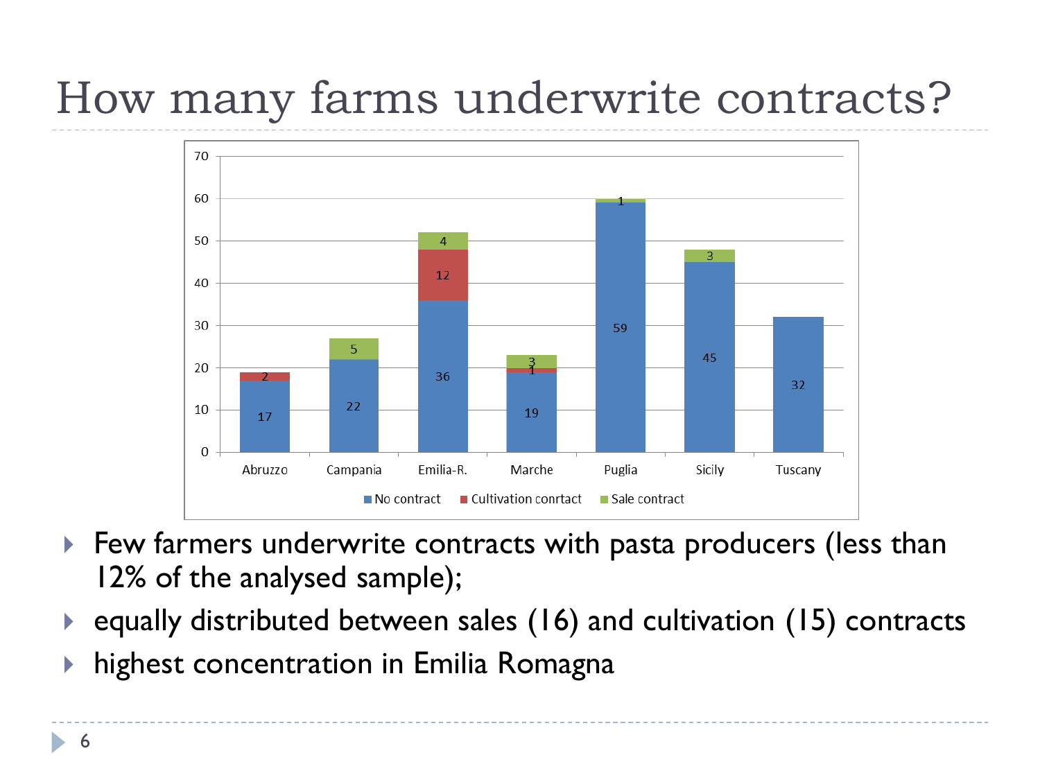# How many farms underwrite contracts?

| | No contract | Cultivation conrtact | Sale contract |
|---|---|---|---|
| Abruzzo | 17 | 2 | |
| Campania | 22 | | 5 |
| Emilia-R. | 36 | 12 | 4 |
| Marche | 19 | 1 | 3 |
| Puglia | 59 | | 1 |
| Sicily | 45 | | 3 |
| Tuscany | 32 | | |

- Few farmers underwrite contracts with pasta producers (less than 12% of the analysed sample);
- equally distributed between sales (16) and cultivation (15) contracts
- highest concentration in Emilia Romagna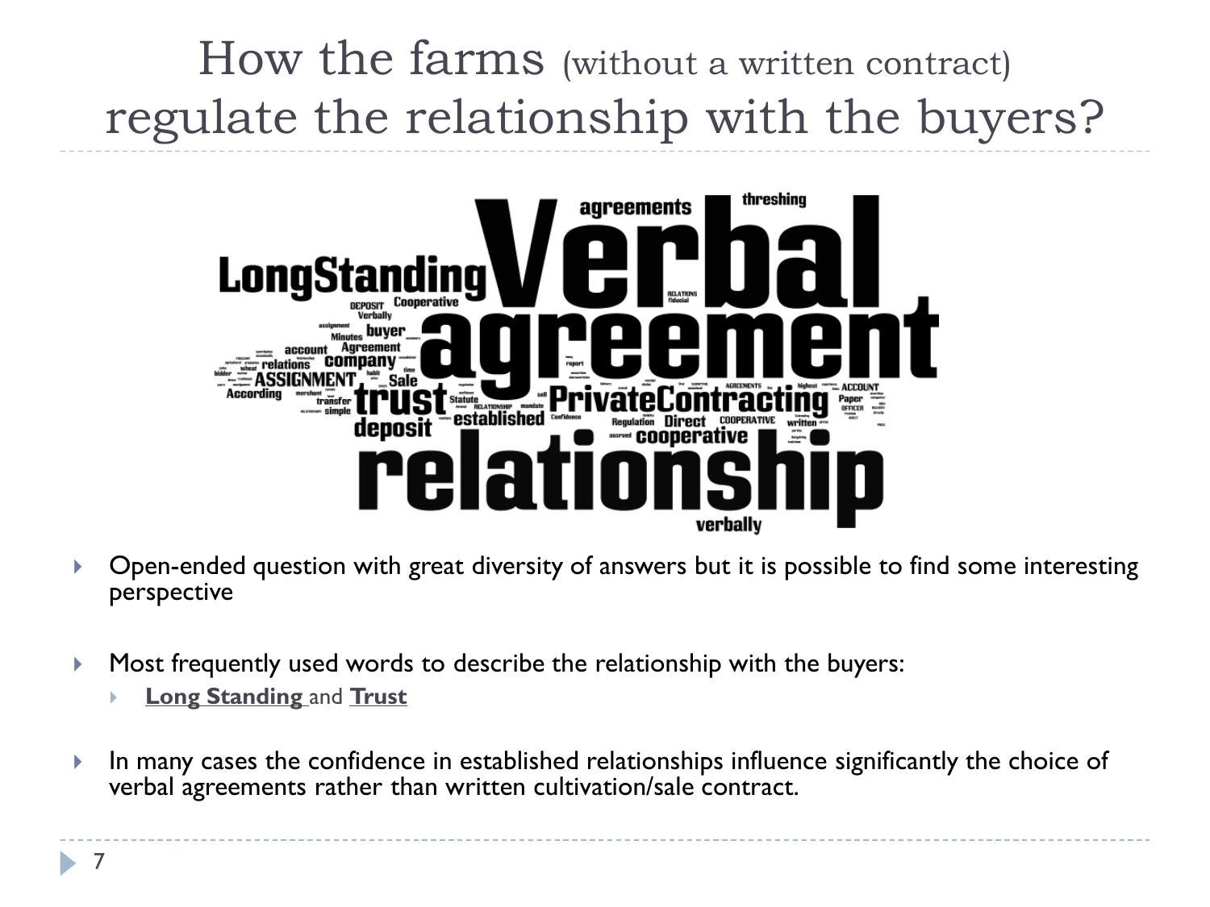# How the farms (without a written contract) regulate the relationship with the buyers?

- Open-ended question with great diversity of answers but it is possible to find some interesting perspective

- Most frequently used words to describe the relationship with the buyers:
  - **Long Standing** and **Trust**

- In many cases the confidence in established relationships influence significantly the choice of verbal agreements rather than written cultivation/sale contract.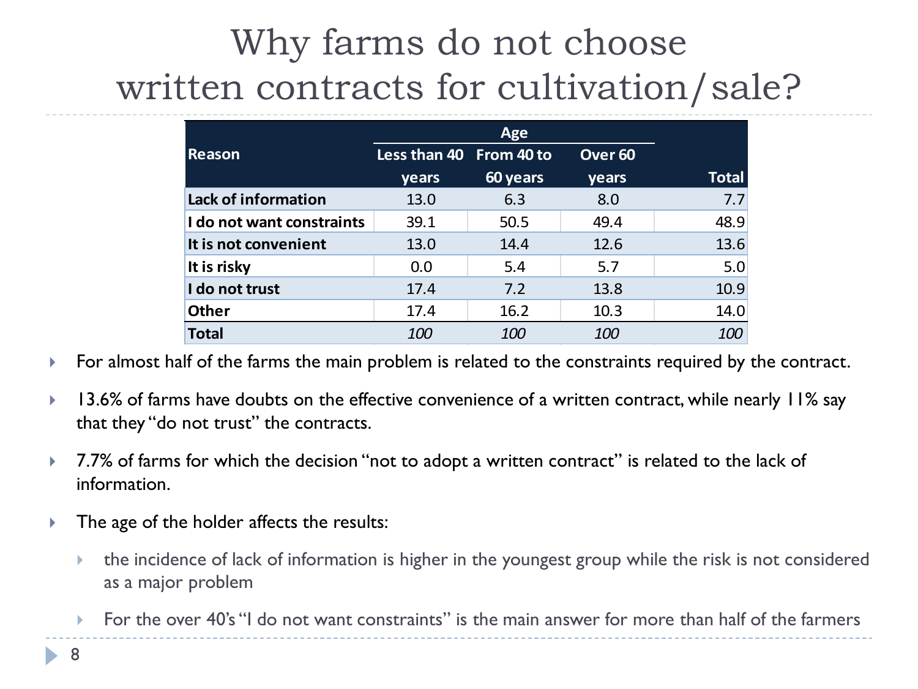# Why farms do not choose written contracts for cultivation/sale?

| Reason | Age | | | Total |
|---|---|---|---|---|
| | Less than 40 years | From 40 to 60 years | Over 60 years | |
| **Lack of information** | 13.0 | 6.3 | 8.0 | 7.7 |
| **I do not want constraints** | 39.1 | 50.5 | 49.4 | 48.9 |
| **It is not convenient** | 13.0 | 14.4 | 12.6 | 13.6 |
| **It is risky** | 0.0 | 5.4 | 5.7 | 5.0 |
| **I do not trust** | 17.4 | 7.2 | 13.8 | 10.9 |
| **Other** | 17.4 | 16.2 | 10.3 | 14.0 |
| **Total** | *100* | *100* | *100* | *100* |

- For almost half of the farms the main problem is related to the constraints required by the contract.
- 13.6% of farms have doubts on the effective convenience of a written contract, while nearly 11% say that they "do not trust" the contracts.
- 7.7% of farms for which the decision "not to adopt a written contract" is related to the lack of information.
- The age of the holder affects the results:
  - the incidence of lack of information is higher in the youngest group while the risk is not considered as a major problem
  - For the over 40's "I do not want constraints" is the main answer for more than half of the farmers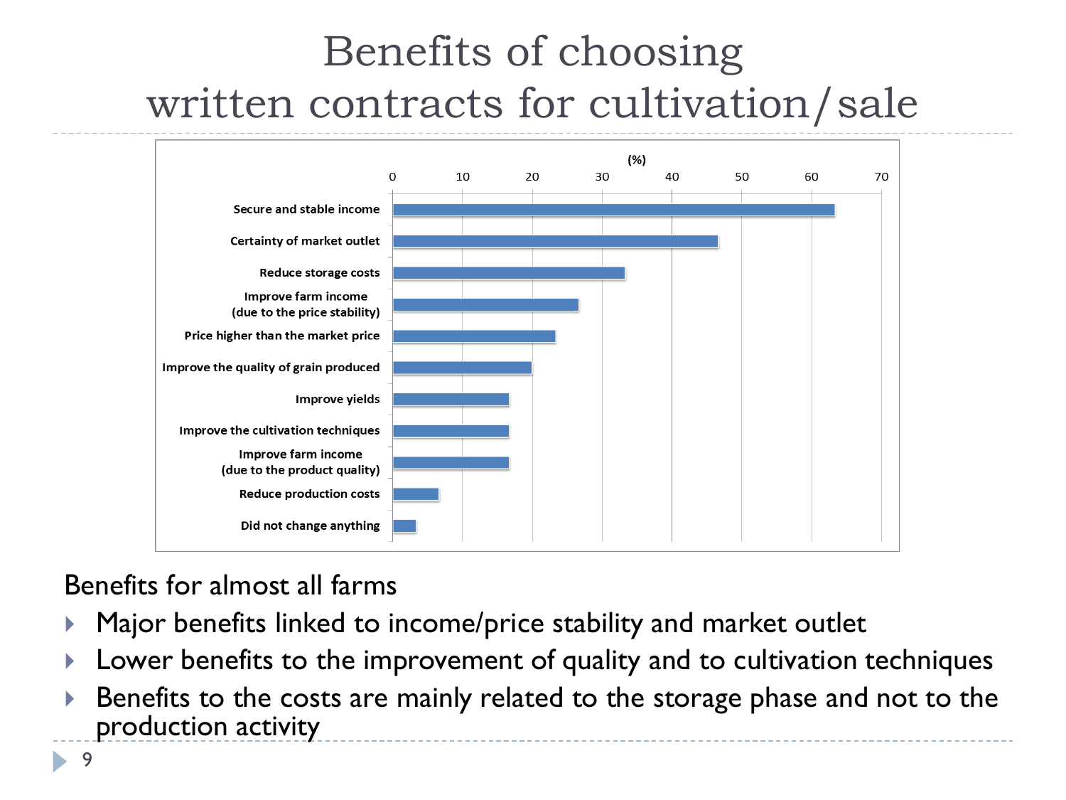# Benefits of choosing written contracts for cultivation/sale

(%)

| | 0 | 10 | 20 | 30 | 40 | 50 | 60 | 70 |
|---|---|---|---|---|---|---|---|---|

- Secure and stable income
- Certainty of market outlet
- Reduce storage costs
- Improve farm income (due to the price stability)
- Price higher than the market price
- Improve the quality of grain produced
- Improve yields
- Improve the cultivation techniques
- Improve farm income (due to the product quality)
- Reduce production costs
- Did not change anything

Benefits for almost all farms

- Major benefits linked to income/price stability and market outlet
- Lower benefits to the improvement of quality and to cultivation techniques
- Benefits to the costs are mainly related to the storage phase and not to the production activity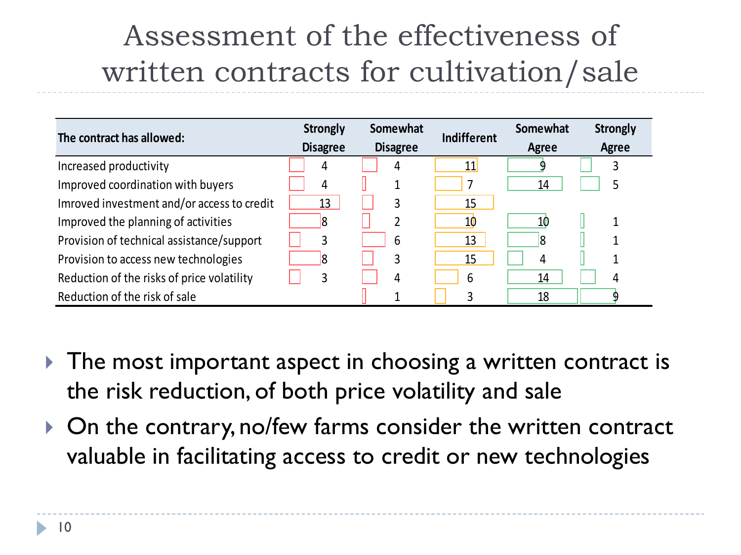# Assessment of the effectiveness of written contracts for cultivation/sale

| The contract has allowed: | Strongly Disagree | Somewhat Disagree | Indifferent | Somewhat Agree | Strongly Agree |
|---|---|---|---|---|---|
| Increased productivity | 4 | 4 | 11 | 9 | 3 |
| Improved coordination with buyers | 4 | 1 | 7 | 14 | 5 |
| Imroved investment and/or access to credit | 13 | 3 | 15 | | |
| Improved the planning of activities | 8 | 2 | 10 | 10 | 1 |
| Provision of technical assistance/support | 3 | 6 | 13 | 8 | 1 |
| Provision to access new technologies | 8 | 3 | 15 | 4 | 1 |
| Reduction of the risks of price volatility | 3 | 4 | 6 | 14 | 4 |
| Reduction of the risk of sale | | 1 | 3 | 18 | 9 |

- The most important aspect in choosing a written contract is the risk reduction, of both price volatility and sale
- On the contrary, no/few farms consider the written contract valuable in facilitating access to credit or new technologies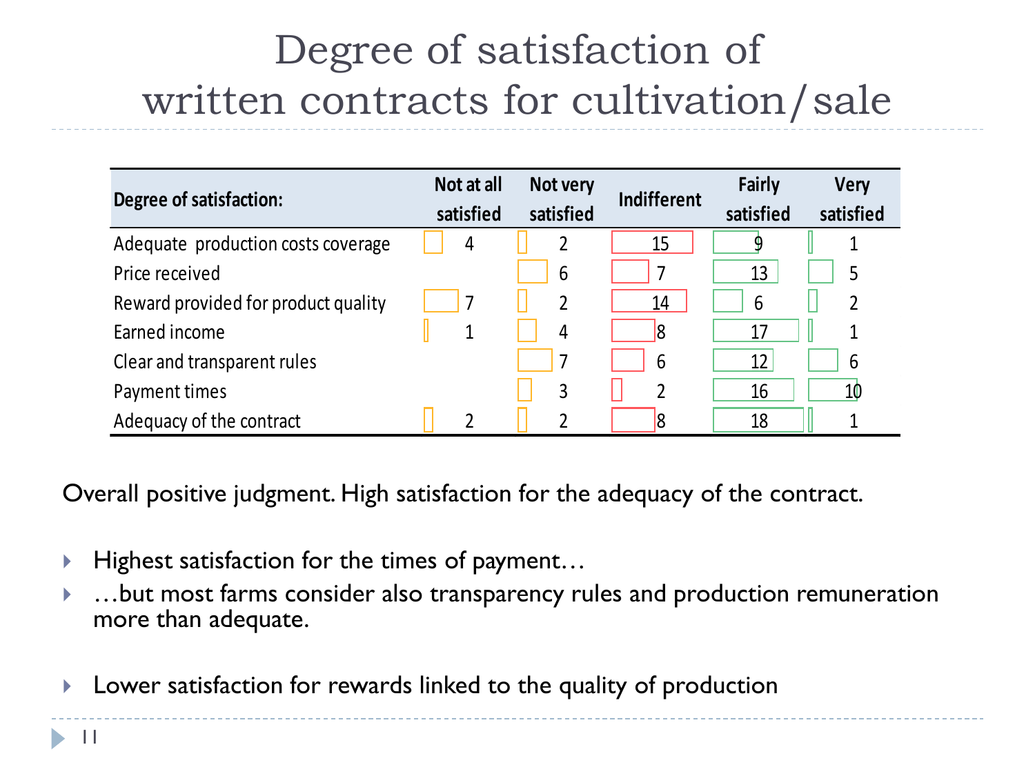# Degree of satisfaction of written contracts for cultivation/sale

| Degree of satisfaction: | Not at all satisfied | Not very satisfied | Indifferent | Fairly satisfied | Very satisfied |
|---|---|---|---|---|---|
| Adequate production costs coverage | 4 | 2 | 15 | 9 | 1 |
| Price received | | 6 | 7 | 13 | 5 |
| Reward provided for product quality | 7 | 2 | 14 | 6 | 2 |
| Earned income | 1 | 4 | 8 | 17 | 1 |
| Clear and transparent rules | | 7 | 6 | 12 | 6 |
| Payment times | | 3 | 2 | 16 | 10 |
| Adequacy of the contract | 2 | 2 | 8 | 18 | 1 |

Overall positive judgment. High satisfaction for the adequacy of the contract.

- Highest satisfaction for the times of payment…
- …but most farms consider also transparency rules and production remuneration more than adequate.

- Lower satisfaction for rewards linked to the quality of production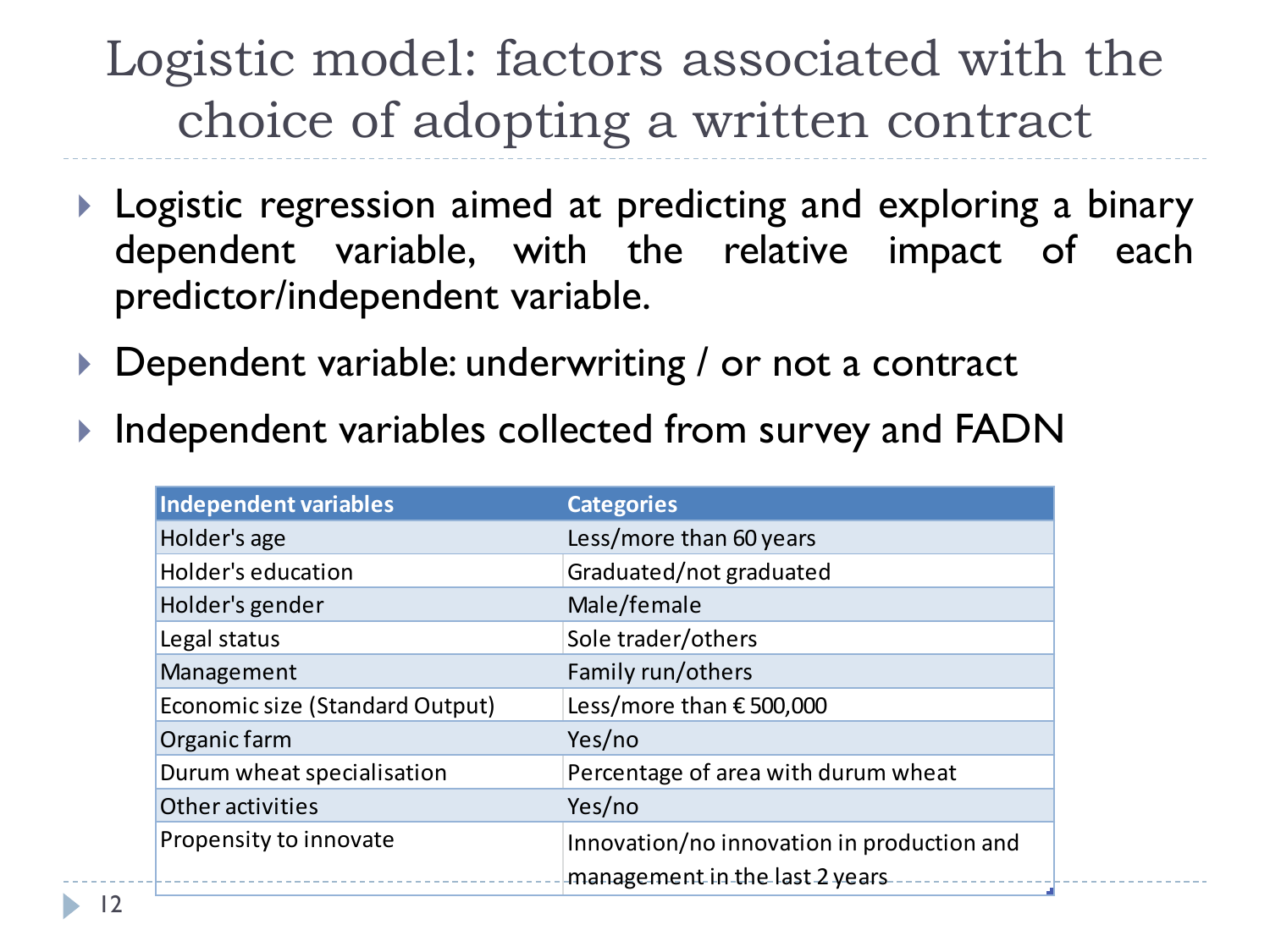# Logistic model: factors associated with the choice of adopting a written contract

- Logistic regression aimed at predicting and exploring a binary dependent variable, with the relative impact of each predictor/independent variable.
- Dependent variable: underwriting / or not a contract
- Independent variables collected from survey and FADN

| Independent variables | Categories |
|---|---|
| Holder's age | Less/more than 60 years |
| Holder's education | Graduated/not graduated |
| Holder's gender | Male/female |
| Legal status | Sole trader/others |
| Management | Family run/others |
| Economic size (Standard Output) | Less/more than € 500,000 |
| Organic farm | Yes/no |
| Durum wheat specialisation | Percentage of area with durum wheat |
| Other activities | Yes/no |
| Propensity to innovate | Innovation/no innovation in production and management in the last 2 years |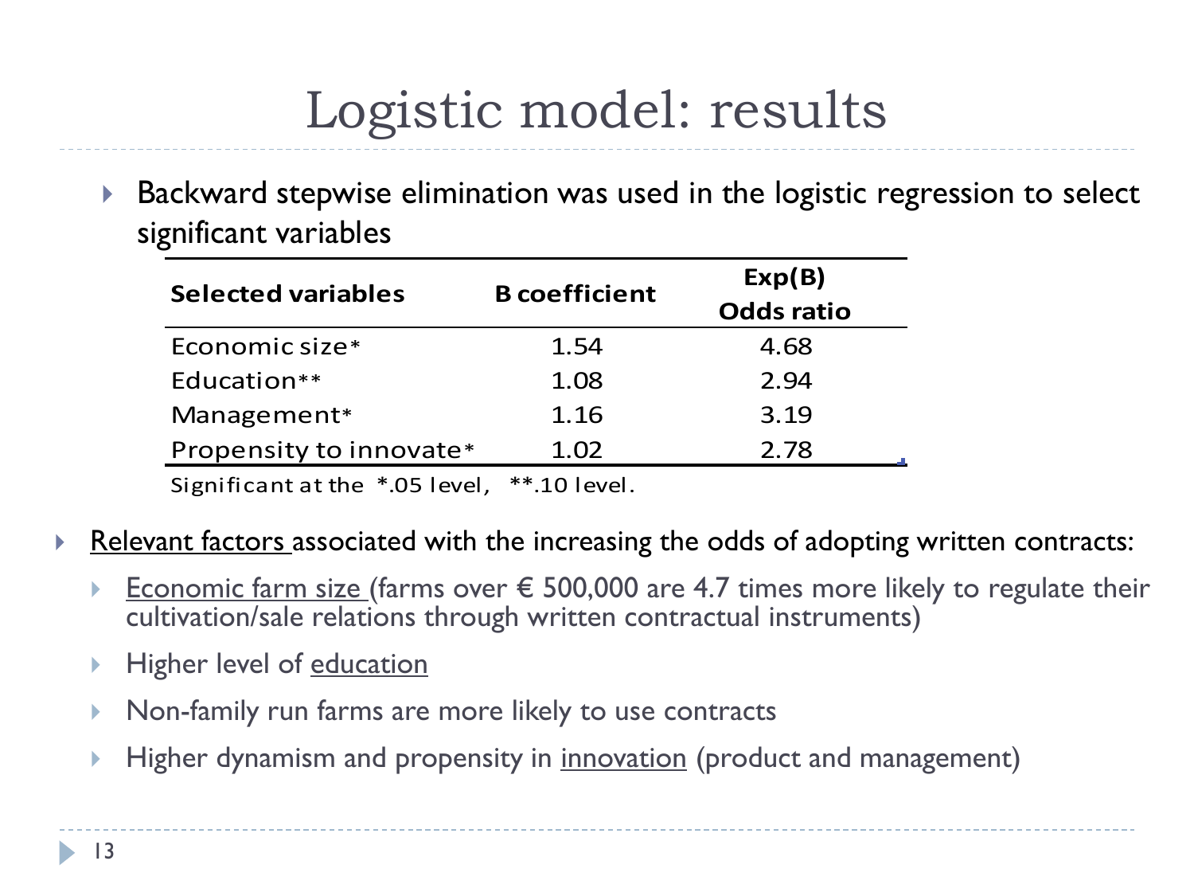# Logistic model: results

- Backward stepwise elimination was used in the logistic regression to select significant variables

| Selected variables | B coefficient | Exp(B) Odds ratio |
|---|---|---|
| Economic size* | 1.54 | 4.68 |
| Education** | 1.08 | 2.94 |
| Management* | 1.16 | 3.19 |
| Propensity to innovate* | 1.02 | 2.78 |

Significant at the *.05 level, **.10 level.

- Relevant factors associated with the increasing the odds of adopting written contracts:
  - Economic farm size (farms over € 500,000 are 4.7 times more likely to regulate their cultivation/sale relations through written contractual instruments)
  - Higher level of education
  - Non-family run farms are more likely to use contracts
  - Higher dynamism and propensity in innovation (product and management)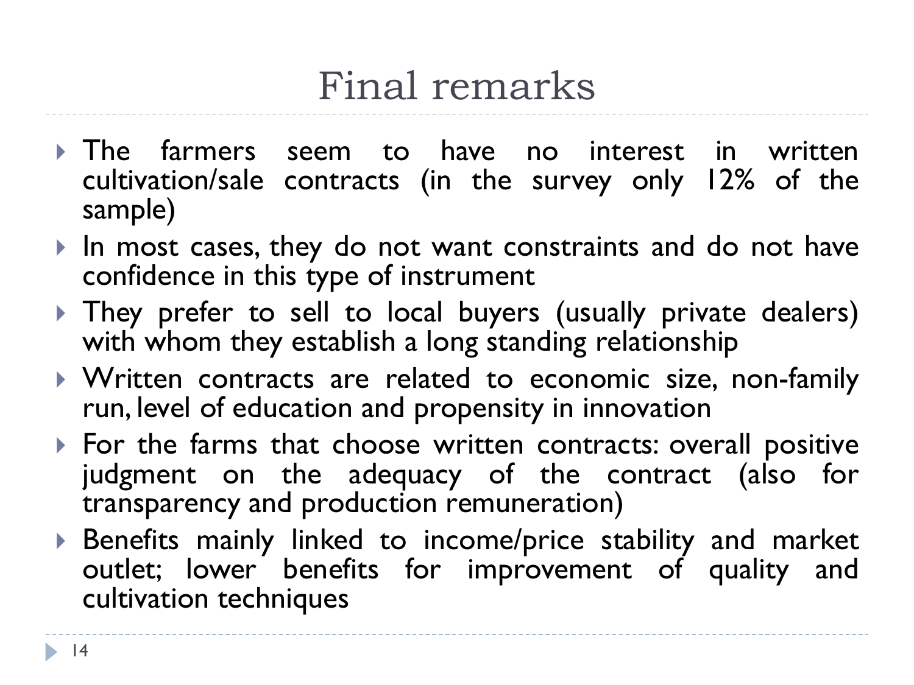# Final remarks

- The farmers seem to have no interest in written cultivation/sale contracts (in the survey only 12% of the sample)
- In most cases, they do not want constraints and do not have confidence in this type of instrument
- They prefer to sell to local buyers (usually private dealers) with whom they establish a long standing relationship
- Written contracts are related to economic size, non-family run, level of education and propensity in innovation
- For the farms that choose written contracts: overall positive judgment on the adequacy of the contract (also for transparency and production remuneration)
- Benefits mainly linked to income/price stability and market outlet; lower benefits for improvement of quality and cultivation techniques